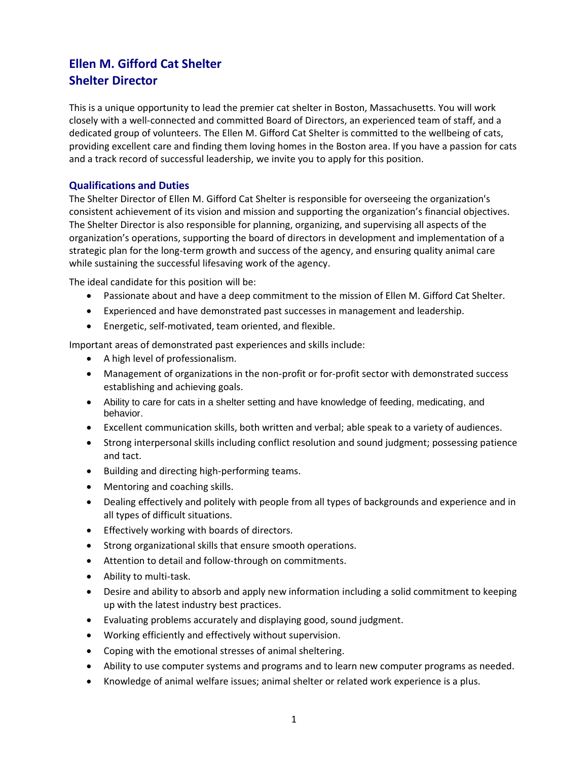# Ellen M. Gifford Cat Shelter
# Shelter Director

This is a unique opportunity to lead the premier cat shelter in Boston, Massachusetts. You will work closely with a well-connected and committed Board of Directors, an experienced team of staff, and a dedicated group of volunteers. The Ellen M. Gifford Cat Shelter is committed to the wellbeing of cats, providing excellent care and finding them loving homes in the Boston area. If you have a passion for cats and a track record of successful leadership, we invite you to apply for this position.

## Qualifications and Duties

The Shelter Director of Ellen M. Gifford Cat Shelter is responsible for overseeing the organization's consistent achievement of its vision and mission and supporting the organization's financial objectives. The Shelter Director is also responsible for planning, organizing, and supervising all aspects of the organization's operations, supporting the board of directors in development and implementation of a strategic plan for the long-term growth and success of the agency, and ensuring quality animal care while sustaining the successful lifesaving work of the agency.

The ideal candidate for this position will be:

- Passionate about and have a deep commitment to the mission of Ellen M. Gifford Cat Shelter.
- Experienced and have demonstrated past successes in management and leadership.
- Energetic, self-motivated, team oriented, and flexible.

Important areas of demonstrated past experiences and skills include:

- A high level of professionalism.
- Management of organizations in the non-profit or for-profit sector with demonstrated success establishing and achieving goals.
- Ability to care for cats in a shelter setting and have knowledge of feeding, medicating, and behavior.
- Excellent communication skills, both written and verbal; able speak to a variety of audiences.
- Strong interpersonal skills including conflict resolution and sound judgment; possessing patience and tact.
- Building and directing high-performing teams.
- Mentoring and coaching skills.
- Dealing effectively and politely with people from all types of backgrounds and experience and in all types of difficult situations.
- Effectively working with boards of directors.
- Strong organizational skills that ensure smooth operations.
- Attention to detail and follow-through on commitments.
- Ability to multi-task.
- Desire and ability to absorb and apply new information including a solid commitment to keeping up with the latest industry best practices.
- Evaluating problems accurately and displaying good, sound judgment.
- Working efficiently and effectively without supervision.
- Coping with the emotional stresses of animal sheltering.
- Ability to use computer systems and programs and to learn new computer programs as needed.
- Knowledge of animal welfare issues; animal shelter or related work experience is a plus.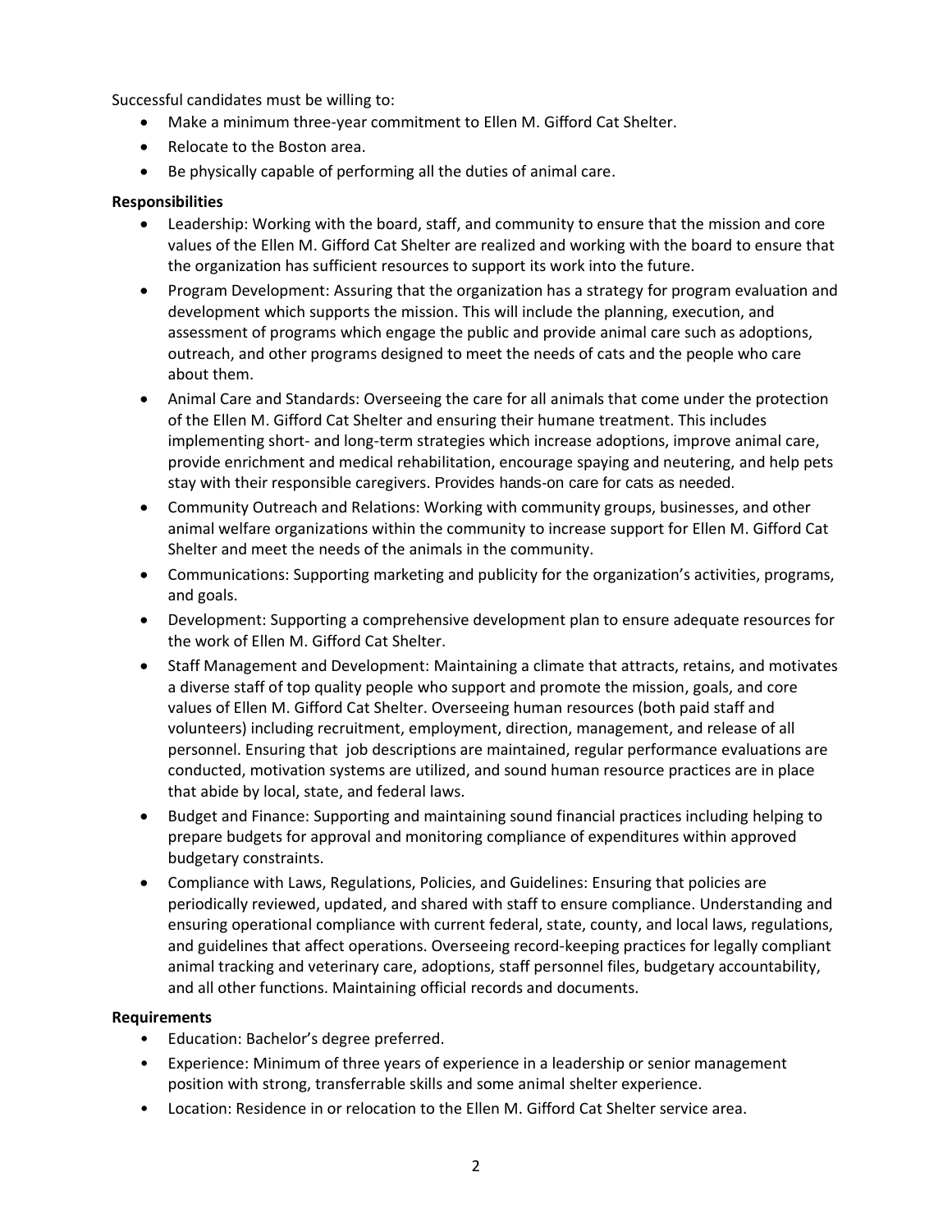Successful candidates must be willing to:

- Make a minimum three-year commitment to Ellen M. Gifford Cat Shelter.
- Relocate to the Boston area.
- Be physically capable of performing all the duties of animal care.

**Responsibilities**

- Leadership: Working with the board, staff, and community to ensure that the mission and core values of the Ellen M. Gifford Cat Shelter are realized and working with the board to ensure that the organization has sufficient resources to support its work into the future.
- Program Development: Assuring that the organization has a strategy for program evaluation and development which supports the mission. This will include the planning, execution, and assessment of programs which engage the public and provide animal care such as adoptions, outreach, and other programs designed to meet the needs of cats and the people who care about them.
- Animal Care and Standards: Overseeing the care for all animals that come under the protection of the Ellen M. Gifford Cat Shelter and ensuring their humane treatment. This includes implementing short- and long-term strategies which increase adoptions, improve animal care, provide enrichment and medical rehabilitation, encourage spaying and neutering, and help pets stay with their responsible caregivers. Provides hands-on care for cats as needed.
- Community Outreach and Relations: Working with community groups, businesses, and other animal welfare organizations within the community to increase support for Ellen M. Gifford Cat Shelter and meet the needs of the animals in the community.
- Communications: Supporting marketing and publicity for the organization's activities, programs, and goals.
- Development: Supporting a comprehensive development plan to ensure adequate resources for the work of Ellen M. Gifford Cat Shelter.
- Staff Management and Development: Maintaining a climate that attracts, retains, and motivates a diverse staff of top quality people who support and promote the mission, goals, and core values of Ellen M. Gifford Cat Shelter. Overseeing human resources (both paid staff and volunteers) including recruitment, employment, direction, management, and release of all personnel. Ensuring that job descriptions are maintained, regular performance evaluations are conducted, motivation systems are utilized, and sound human resource practices are in place that abide by local, state, and federal laws.
- Budget and Finance: Supporting and maintaining sound financial practices including helping to prepare budgets for approval and monitoring compliance of expenditures within approved budgetary constraints.
- Compliance with Laws, Regulations, Policies, and Guidelines: Ensuring that policies are periodically reviewed, updated, and shared with staff to ensure compliance. Understanding and ensuring operational compliance with current federal, state, county, and local laws, regulations, and guidelines that affect operations. Overseeing record-keeping practices for legally compliant animal tracking and veterinary care, adoptions, staff personnel files, budgetary accountability, and all other functions. Maintaining official records and documents.

**Requirements**

- Education: Bachelor's degree preferred.
- Experience: Minimum of three years of experience in a leadership or senior management position with strong, transferrable skills and some animal shelter experience.
- Location: Residence in or relocation to the Ellen M. Gifford Cat Shelter service area.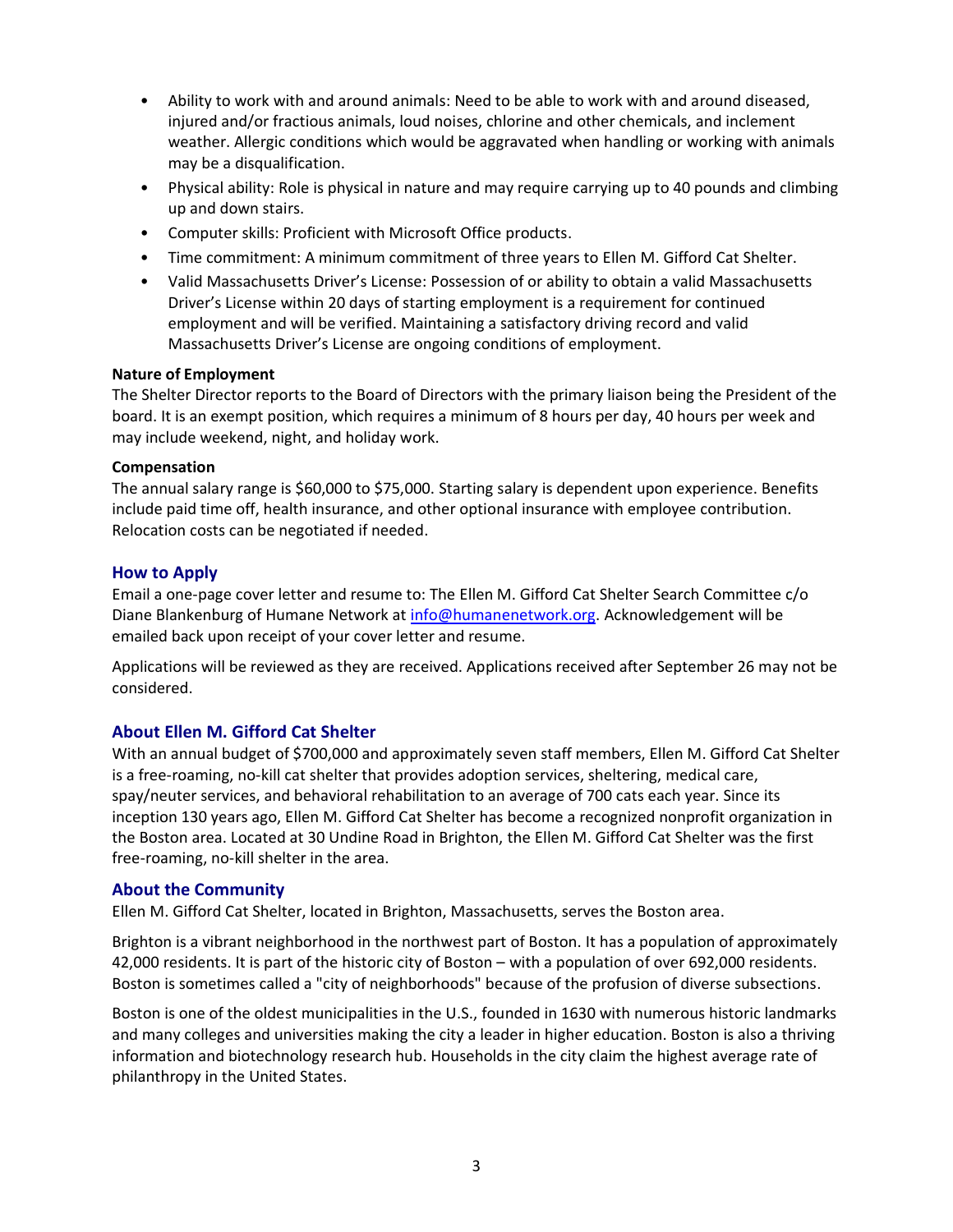- Ability to work with and around animals: Need to be able to work with and around diseased, injured and/or fractious animals, loud noises, chlorine and other chemicals, and inclement weather. Allergic conditions which would be aggravated when handling or working with animals may be a disqualification.
- Physical ability: Role is physical in nature and may require carrying up to 40 pounds and climbing up and down stairs.
- Computer skills: Proficient with Microsoft Office products.
- Time commitment: A minimum commitment of three years to Ellen M. Gifford Cat Shelter.
- Valid Massachusetts Driver's License: Possession of or ability to obtain a valid Massachusetts Driver's License within 20 days of starting employment is a requirement for continued employment and will be verified. Maintaining a satisfactory driving record and valid Massachusetts Driver's License are ongoing conditions of employment.

**Nature of Employment**

The Shelter Director reports to the Board of Directors with the primary liaison being the President of the board. It is an exempt position, which requires a minimum of 8 hours per day, 40 hours per week and may include weekend, night, and holiday work.

**Compensation**

The annual salary range is $60,000 to $75,000. Starting salary is dependent upon experience. Benefits include paid time off, health insurance, and other optional insurance with employee contribution. Relocation costs can be negotiated if needed.

## How to Apply

Email a one-page cover letter and resume to: The Ellen M. Gifford Cat Shelter Search Committee c/o Diane Blankenburg of Humane Network at info@humanenetwork.org. Acknowledgement will be emailed back upon receipt of your cover letter and resume.

Applications will be reviewed as they are received. Applications received after September 26 may not be considered.

## About Ellen M. Gifford Cat Shelter

With an annual budget of $700,000 and approximately seven staff members, Ellen M. Gifford Cat Shelter is a free-roaming, no-kill cat shelter that provides adoption services, sheltering, medical care, spay/neuter services, and behavioral rehabilitation to an average of 700 cats each year. Since its inception 130 years ago, Ellen M. Gifford Cat Shelter has become a recognized nonprofit organization in the Boston area. Located at 30 Undine Road in Brighton, the Ellen M. Gifford Cat Shelter was the first free-roaming, no-kill shelter in the area.

## About the Community

Ellen M. Gifford Cat Shelter, located in Brighton, Massachusetts, serves the Boston area.

Brighton is a vibrant neighborhood in the northwest part of Boston. It has a population of approximately 42,000 residents. It is part of the historic city of Boston – with a population of over 692,000 residents. Boston is sometimes called a "city of neighborhoods" because of the profusion of diverse subsections.

Boston is one of the oldest municipalities in the U.S., founded in 1630 with numerous historic landmarks and many colleges and universities making the city a leader in higher education. Boston is also a thriving information and biotechnology research hub. Households in the city claim the highest average rate of philanthropy in the United States.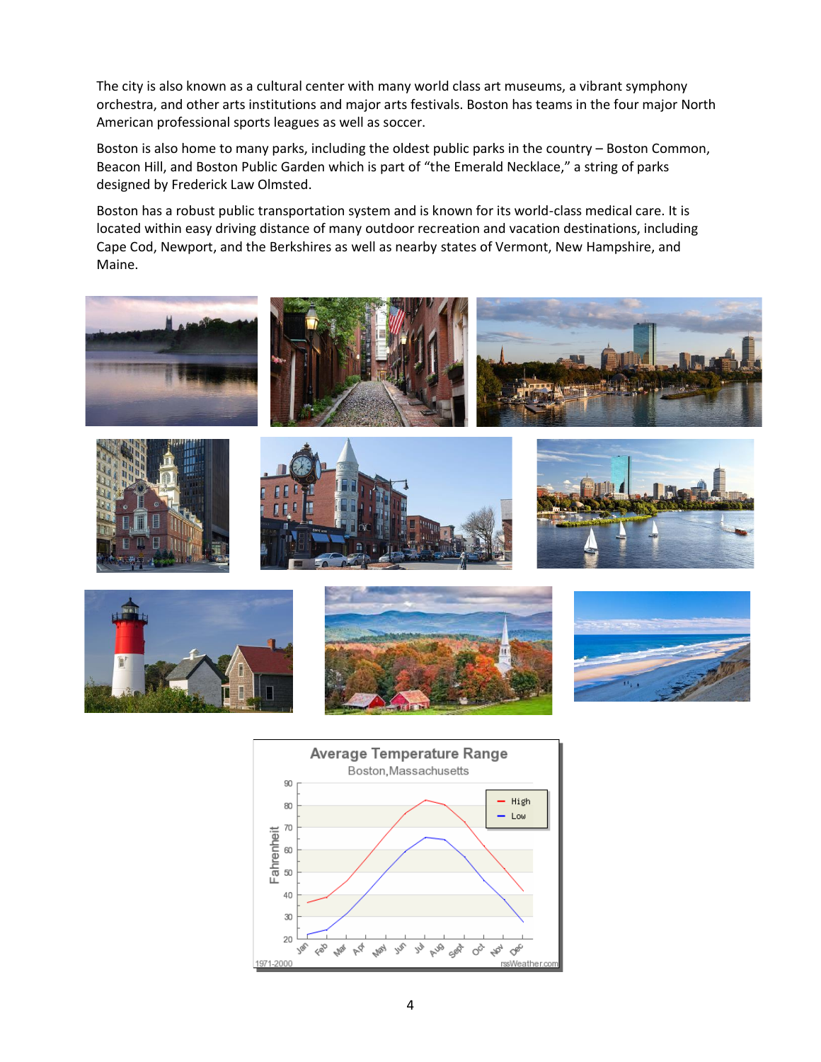The city is also known as a cultural center with many world class art museums, a vibrant symphony orchestra, and other arts institutions and major arts festivals. Boston has teams in the four major North American professional sports leagues as well as soccer.

Boston is also home to many parks, including the oldest public parks in the country – Boston Common, Beacon Hill, and Boston Public Garden which is part of "the Emerald Necklace," a string of parks designed by Frederick Law Olmsted.

Boston has a robust public transportation system and is known for its world-class medical care. It is located within easy driving distance of many outdoor recreation and vacation destinations, including Cape Cod, Newport, and the Berkshires as well as nearby states of Vermont, New Hampshire, and Maine.

Average Temperature Range

Boston,Massachusetts

Fahrenheit

90
80
70
60
50
40
30
20

Jan Feb Mar Apr May Jun Jul Aug Sept Oct Nov Dec

High
Low

1971-2000

rssWeather.com